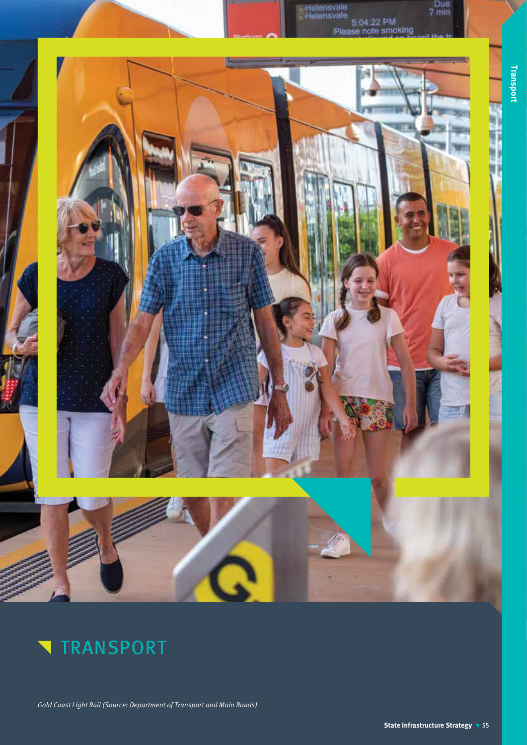# TRANSPORT

*Gold Coast Light Rail (Source: Department of Transport and Main Roads)*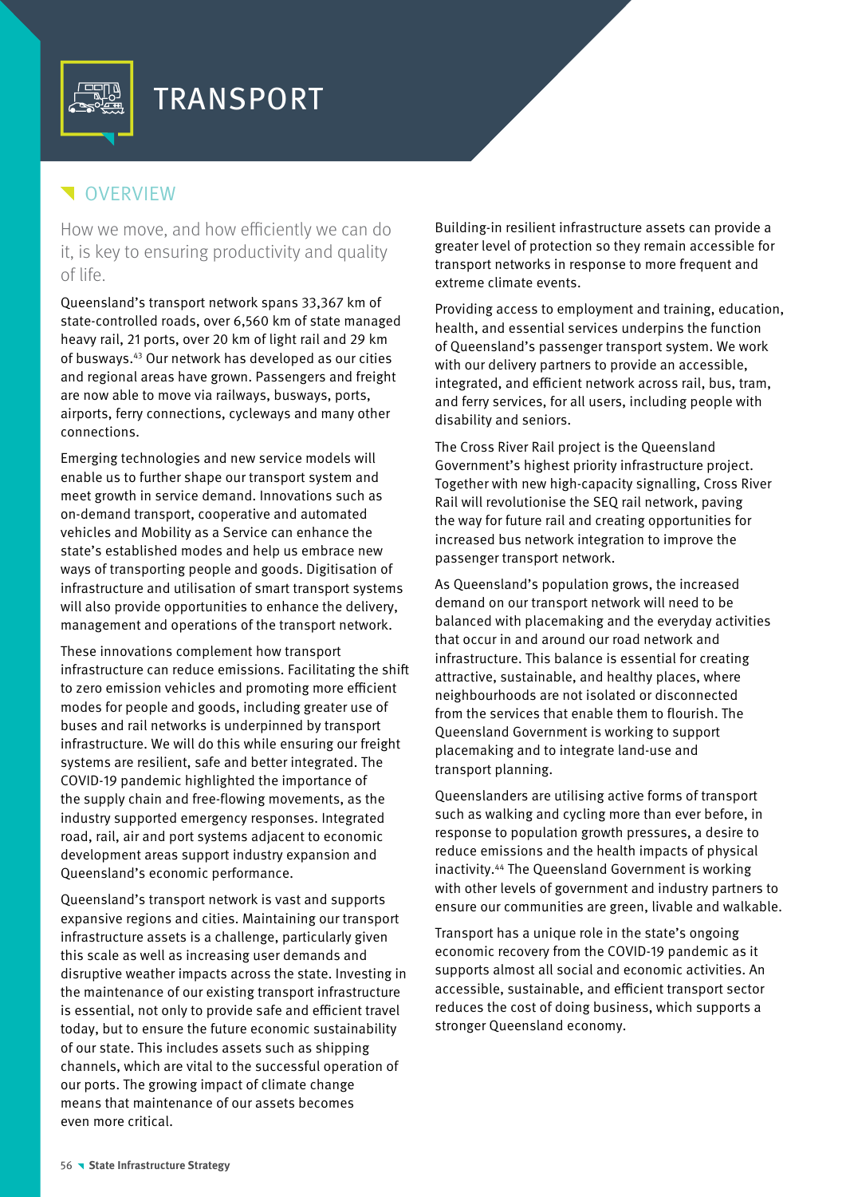# TRANSPORT

## OVERVIEW

How we move, and how efficiently we can do it, is key to ensuring productivity and quality of life.

Queensland's transport network spans 33,367 km of state-controlled roads, over 6,560 km of state managed heavy rail, 21 ports, over 20 km of light rail and 29 km of busways.[43] Our network has developed as our cities and regional areas have grown. Passengers and freight are now able to move via railways, busways, ports, airports, ferry connections, cycleways and many other connections.

Emerging technologies and new service models will enable us to further shape our transport system and meet growth in service demand. Innovations such as on-demand transport, cooperative and automated vehicles and Mobility as a Service can enhance the state's established modes and help us embrace new ways of transporting people and goods. Digitisation of infrastructure and utilisation of smart transport systems will also provide opportunities to enhance the delivery, management and operations of the transport network.

These innovations complement how transport infrastructure can reduce emissions. Facilitating the shift to zero emission vehicles and promoting more efficient modes for people and goods, including greater use of buses and rail networks is underpinned by transport infrastructure. We will do this while ensuring our freight systems are resilient, safe and better integrated. The COVID-19 pandemic highlighted the importance of the supply chain and free-flowing movements, as the industry supported emergency responses. Integrated road, rail, air and port systems adjacent to economic development areas support industry expansion and Queensland's economic performance.

Queensland's transport network is vast and supports expansive regions and cities. Maintaining our transport infrastructure assets is a challenge, particularly given this scale as well as increasing user demands and disruptive weather impacts across the state. Investing in the maintenance of our existing transport infrastructure is essential, not only to provide safe and efficient travel today, but to ensure the future economic sustainability of our state. This includes assets such as shipping channels, which are vital to the successful operation of our ports. The growing impact of climate change means that maintenance of our assets becomes even more critical.

Building-in resilient infrastructure assets can provide a greater level of protection so they remain accessible for transport networks in response to more frequent and extreme climate events.

Providing access to employment and training, education, health, and essential services underpins the function of Queensland's passenger transport system. We work with our delivery partners to provide an accessible, integrated, and efficient network across rail, bus, tram, and ferry services, for all users, including people with disability and seniors.

The Cross River Rail project is the Queensland Government's highest priority infrastructure project. Together with new high-capacity signalling, Cross River Rail will revolutionise the SEQ rail network, paving the way for future rail and creating opportunities for increased bus network integration to improve the passenger transport network.

As Queensland's population grows, the increased demand on our transport network will need to be balanced with placemaking and the everyday activities that occur in and around our road network and infrastructure. This balance is essential for creating attractive, sustainable, and healthy places, where neighbourhoods are not isolated or disconnected from the services that enable them to flourish. The Queensland Government is working to support placemaking and to integrate land-use and transport planning.

Queenslanders are utilising active forms of transport such as walking and cycling more than ever before, in response to population growth pressures, a desire to reduce emissions and the health impacts of physical inactivity.[44] The Queensland Government is working with other levels of government and industry partners to ensure our communities are green, livable and walkable.

Transport has a unique role in the state's ongoing economic recovery from the COVID-19 pandemic as it supports almost all social and economic activities. An accessible, sustainable, and efficient transport sector reduces the cost of doing business, which supports a stronger Queensland economy.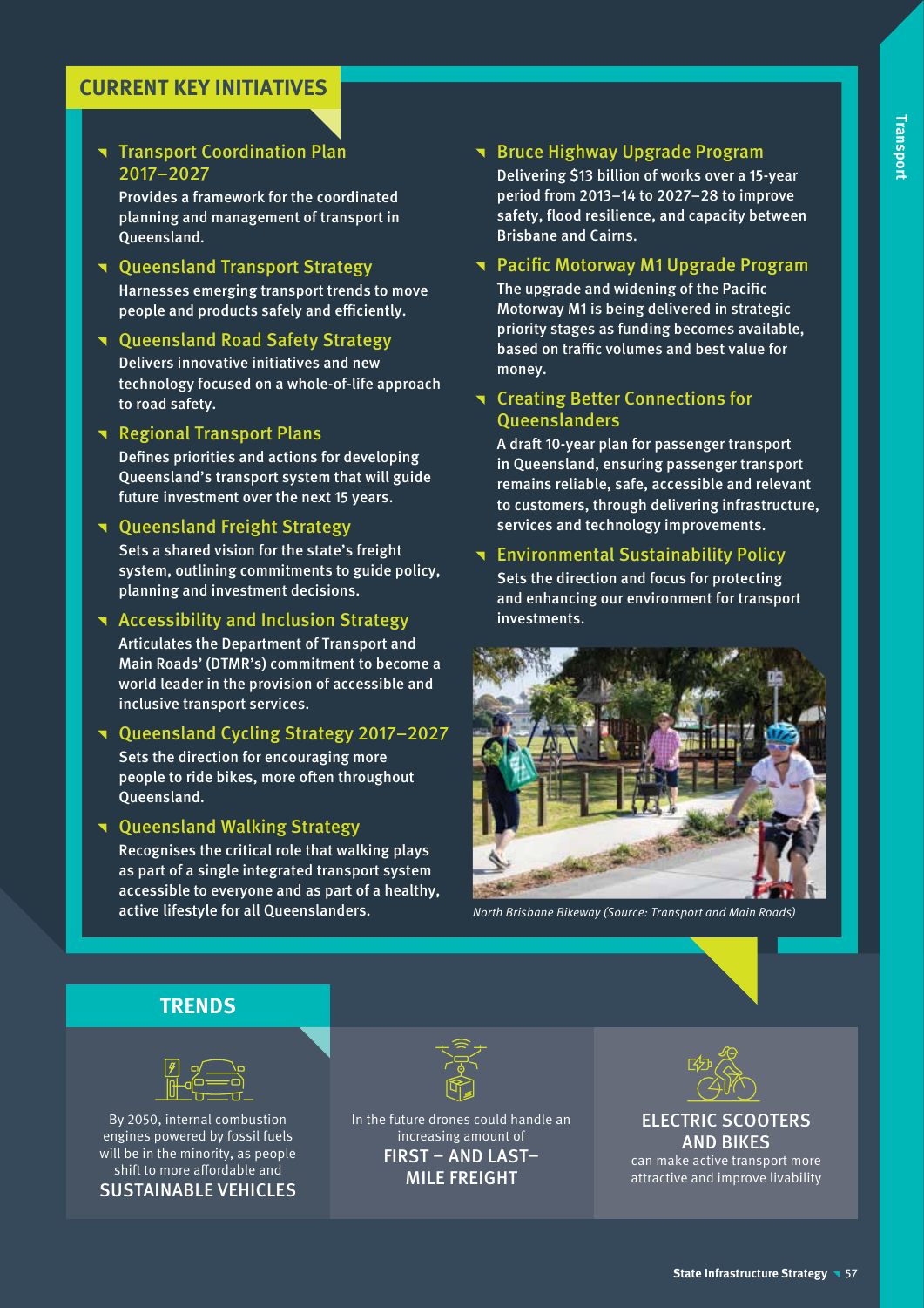## CURRENT KEY INITIATIVES

### Transport Coordination Plan 2017–2027

Provides a framework for the coordinated planning and management of transport in Queensland.

### Queensland Transport Strategy

Harnesses emerging transport trends to move people and products safely and efficiently.

### Queensland Road Safety Strategy

Delivers innovative initiatives and new technology focused on a whole-of-life approach to road safety.

### Regional Transport Plans

Defines priorities and actions for developing Queensland's transport system that will guide future investment over the next 15 years.

### Queensland Freight Strategy

Sets a shared vision for the state's freight system, outlining commitments to guide policy, planning and investment decisions.

### Accessibility and Inclusion Strategy

Articulates the Department of Transport and Main Roads' (DTMR's) commitment to become a world leader in the provision of accessible and inclusive transport services.

### Queensland Cycling Strategy 2017–2027

Sets the direction for encouraging more people to ride bikes, more often throughout Queensland.

### Queensland Walking Strategy

Recognises the critical role that walking plays as part of a single integrated transport system accessible to everyone and as part of a healthy, active lifestyle for all Queenslanders.

### Bruce Highway Upgrade Program

Delivering $13 billion of works over a 15-year period from 2013–14 to 2027–28 to improve safety, flood resilience, and capacity between Brisbane and Cairns.

### Pacific Motorway M1 Upgrade Program

The upgrade and widening of the Pacific Motorway M1 is being delivered in strategic priority stages as funding becomes available, based on traffic volumes and best value for money.

### Creating Better Connections for Queenslanders

A draft 10-year plan for passenger transport in Queensland, ensuring passenger transport remains reliable, safe, accessible and relevant to customers, through delivering infrastructure, services and technology improvements.

### Environmental Sustainability Policy

Sets the direction and focus for protecting and enhancing our environment for transport investments.

*North Brisbane Bikeway (Source: Transport and Main Roads)*

## TRENDS

By 2050, internal combustion engines powered by fossil fuels will be in the minority, as people shift to more affordable and **SUSTAINABLE VEHICLES**

In the future drones could handle an increasing amount of **FIRST – AND LAST–MILE FREIGHT**

**ELECTRIC SCOOTERS AND BIKES** can make active transport more attractive and improve livability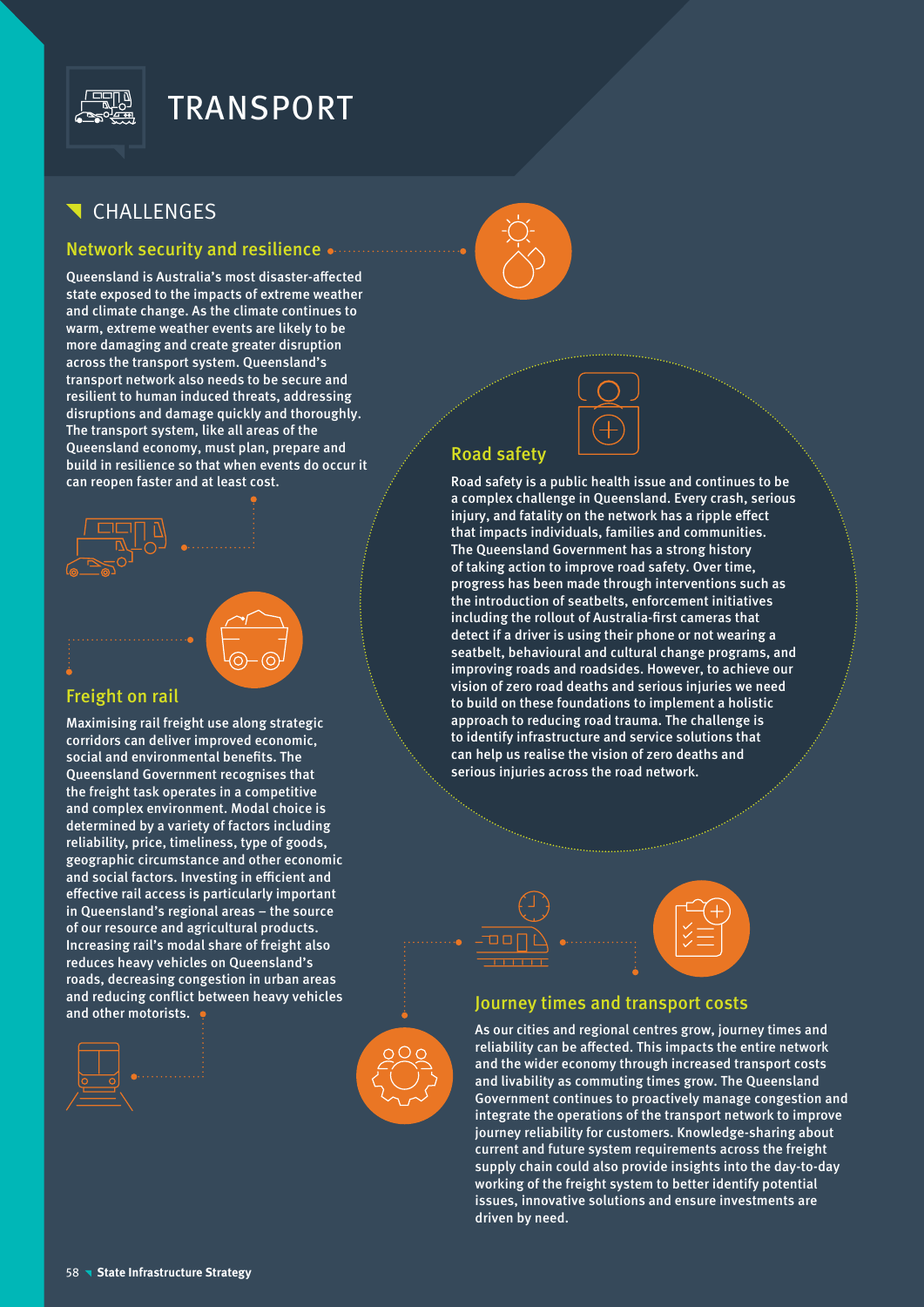# TRANSPORT

## CHALLENGES

### Network security and resilience

Queensland is Australia's most disaster-affected state exposed to the impacts of extreme weather and climate change. As the climate continues to warm, extreme weather events are likely to be more damaging and create greater disruption across the transport system. Queensland's transport network also needs to be secure and resilient to human induced threats, addressing disruptions and damage quickly and thoroughly. The transport system, like all areas of the Queensland economy, must plan, prepare and build in resilience so that when events do occur it can reopen faster and at least cost.

### Road safety

Road safety is a public health issue and continues to be a complex challenge in Queensland. Every crash, serious injury, and fatality on the network has a ripple effect that impacts individuals, families and communities. The Queensland Government has a strong history of taking action to improve road safety. Over time, progress has been made through interventions such as the introduction of seatbelts, enforcement initiatives including the rollout of Australia-first cameras that detect if a driver is using their phone or not wearing a seatbelt, behavioural and cultural change programs, and improving roads and roadsides. However, to achieve our vision of zero road deaths and serious injuries we need to build on these foundations to implement a holistic approach to reducing road trauma. The challenge is to identify infrastructure and service solutions that can help us realise the vision of zero deaths and serious injuries across the road network.

### Freight on rail

Maximising rail freight use along strategic corridors can deliver improved economic, social and environmental benefits. The Queensland Government recognises that the freight task operates in a competitive and complex environment. Modal choice is determined by a variety of factors including reliability, price, timeliness, type of goods, geographic circumstance and other economic and social factors. Investing in efficient and effective rail access is particularly important in Queensland's regional areas – the source of our resource and agricultural products. Increasing rail's modal share of freight also reduces heavy vehicles on Queensland's roads, decreasing congestion in urban areas and reducing conflict between heavy vehicles and other motorists.

### Journey times and transport costs

As our cities and regional centres grow, journey times and reliability can be affected. This impacts the entire network and the wider economy through increased transport costs and livability as commuting times grow. The Queensland Government continues to proactively manage congestion and integrate the operations of the transport network to improve journey reliability for customers. Knowledge-sharing about current and future system requirements across the freight supply chain could also provide insights into the day-to-day working of the freight system to better identify potential issues, innovative solutions and ensure investments are driven by need.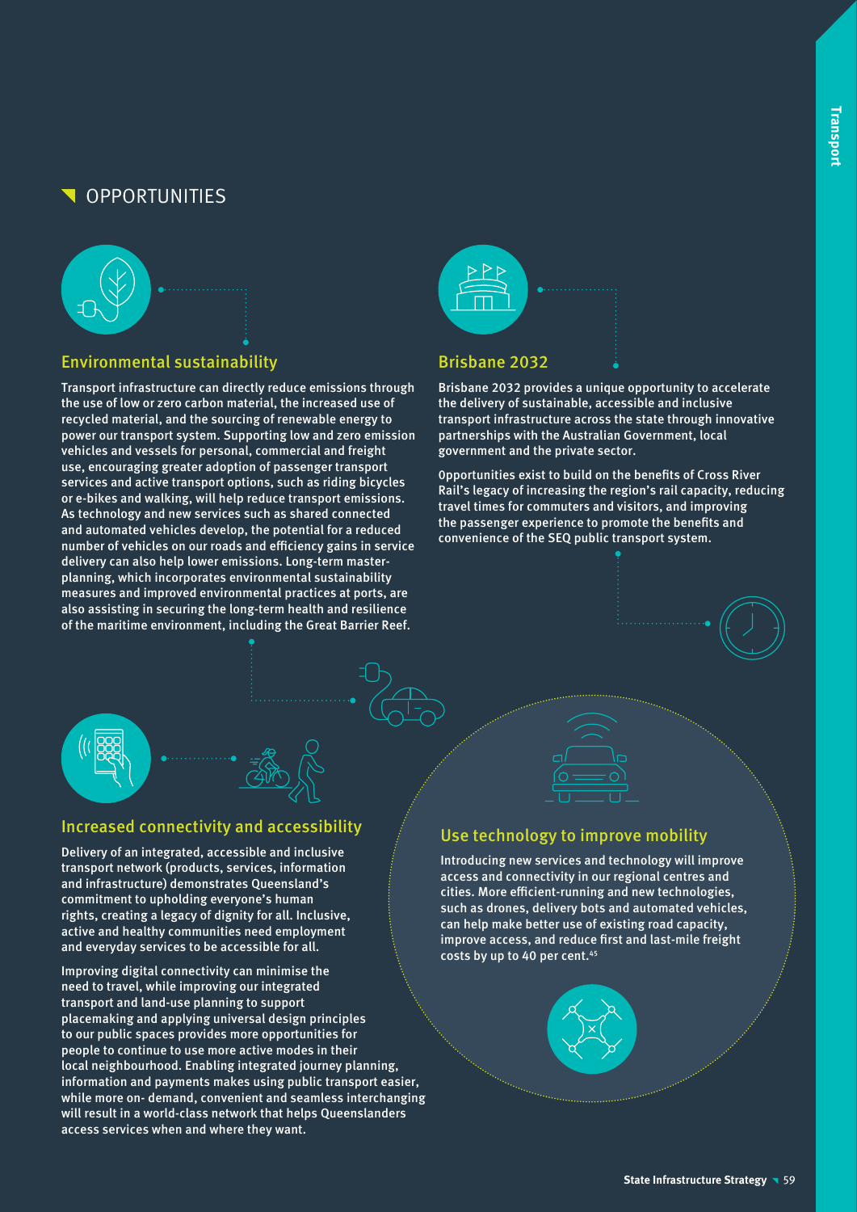## OPPORTUNITIES

### Environmental sustainability

Transport infrastructure can directly reduce emissions through the use of low or zero carbon material, the increased use of recycled material, and the sourcing of renewable energy to power our transport system. Supporting low and zero emission vehicles and vessels for personal, commercial and freight use, encouraging greater adoption of passenger transport services and active transport options, such as riding bicycles or e-bikes and walking, will help reduce transport emissions. As technology and new services such as shared connected and automated vehicles develop, the potential for a reduced number of vehicles on our roads and efficiency gains in service delivery can also help lower emissions. Long-term master-planning, which incorporates environmental sustainability measures and improved environmental practices at ports, are also assisting in securing the long-term health and resilience of the maritime environment, including the Great Barrier Reef.

### Brisbane 2032

Brisbane 2032 provides a unique opportunity to accelerate the delivery of sustainable, accessible and inclusive transport infrastructure across the state through innovative partnerships with the Australian Government, local government and the private sector.

Opportunities exist to build on the benefits of Cross River Rail's legacy of increasing the region's rail capacity, reducing travel times for commuters and visitors, and improving the passenger experience to promote the benefits and convenience of the SEQ public transport system.

### Increased connectivity and accessibility

Delivery of an integrated, accessible and inclusive transport network (products, services, information and infrastructure) demonstrates Queensland's commitment to upholding everyone's human rights, creating a legacy of dignity for all. Inclusive, active and healthy communities need employment and everyday services to be accessible for all.

Improving digital connectivity can minimise the need to travel, while improving our integrated transport and land-use planning to support placemaking and applying universal design principles to our public spaces provides more opportunities for people to continue to use more active modes in their local neighbourhood. Enabling integrated journey planning, information and payments makes using public transport easier, while more on- demand, convenient and seamless interchanging will result in a world-class network that helps Queenslanders access services when and where they want.

### Use technology to improve mobility

Introducing new services and technology will improve access and connectivity in our regional centres and cities. More efficient-running and new technologies, such as drones, delivery bots and automated vehicles, can help make better use of existing road capacity, improve access, and reduce first and last-mile freight costs by up to 40 per cent.[45]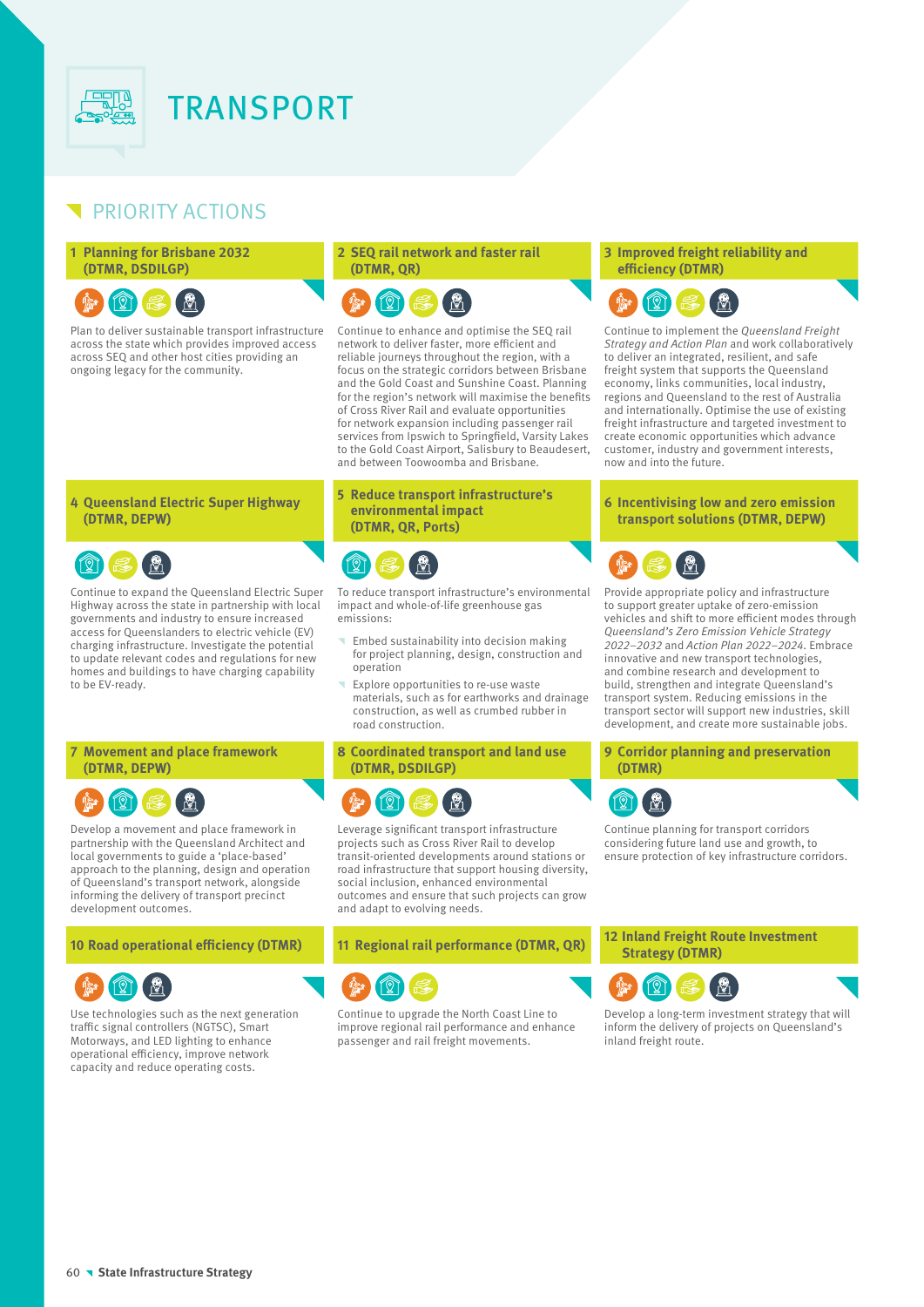# TRANSPORT

## PRIORITY ACTIONS

### 1 Planning for Brisbane 2032 (DTMR, DSDILGP)

Plan to deliver sustainable transport infrastructure across the state which provides improved access across SEQ and other host cities providing an ongoing legacy for the community.

### 2 SEQ rail network and faster rail (DTMR, QR)

Continue to enhance and optimise the SEQ rail network to deliver faster, more efficient and reliable journeys throughout the region, with a focus on the strategic corridors between Brisbane and the Gold Coast and Sunshine Coast. Planning for the region's network will maximise the benefits of Cross River Rail and evaluate opportunities for network expansion including passenger rail services from Ipswich to Springfield, Varsity Lakes to the Gold Coast Airport, Salisbury to Beaudesert, and between Toowoomba and Brisbane.

### 3 Improved freight reliability and efficiency (DTMR)

Continue to implement the *Queensland Freight Strategy and Action Plan* and work collaboratively to deliver an integrated, resilient, and safe freight system that supports the Queensland economy, links communities, local industry, regions and Queensland to the rest of Australia and internationally. Optimise the use of existing freight infrastructure and targeted investment to create economic opportunities which advance customer, industry and government interests, now and into the future.

### 4 Queensland Electric Super Highway (DTMR, DEPW)

Continue to expand the Queensland Electric Super Highway across the state in partnership with local governments and industry to ensure increased access for Queenslanders to electric vehicle (EV) charging infrastructure. Investigate the potential to update relevant codes and regulations for new homes and buildings to have charging capability to be EV-ready.

### 5 Reduce transport infrastructure's environmental impact (DTMR, QR, Ports)

To reduce transport infrastructure's environmental impact and whole-of-life greenhouse gas emissions:

- Embed sustainability into decision making for project planning, design, construction and operation
- Explore opportunities to re-use waste materials, such as for earthworks and drainage construction, as well as crumbed rubber in road construction.

### 6 Incentivising low and zero emission transport solutions (DTMR, DEPW)

Provide appropriate policy and infrastructure to support greater uptake of zero-emission vehicles and shift to more efficient modes through *Queensland's Zero Emission Vehicle Strategy 2022–2032* and *Action Plan 2022–2024*. Embrace innovative and new transport technologies, and combine research and development to build, strengthen and integrate Queensland's transport system. Reducing emissions in the transport sector will support new industries, skill development, and create more sustainable jobs.

### 7 Movement and place framework (DTMR, DEPW)

Develop a movement and place framework in partnership with the Queensland Architect and local governments to guide a 'place-based' approach to the planning, design and operation of Queensland's transport network, alongside informing the delivery of transport precinct development outcomes.

### 8 Coordinated transport and land use (DTMR, DSDILGP)

Leverage significant transport infrastructure projects such as Cross River Rail to develop transit-oriented developments around stations or road infrastructure that support housing diversity, social inclusion, enhanced environmental outcomes and ensure that such projects can grow and adapt to evolving needs.

### 9 Corridor planning and preservation (DTMR)

Continue planning for transport corridors considering future land use and growth, to ensure protection of key infrastructure corridors.

### 10 Road operational efficiency (DTMR)

Use technologies such as the next generation traffic signal controllers (NGTSC), Smart Motorways, and LED lighting to enhance operational efficiency, improve network capacity and reduce operating costs.

### 11 Regional rail performance (DTMR, QR)

Continue to upgrade the North Coast Line to improve regional rail performance and enhance passenger and rail freight movements.

### 12 Inland Freight Route Investment Strategy (DTMR)

Develop a long-term investment strategy that will inform the delivery of projects on Queensland's inland freight route.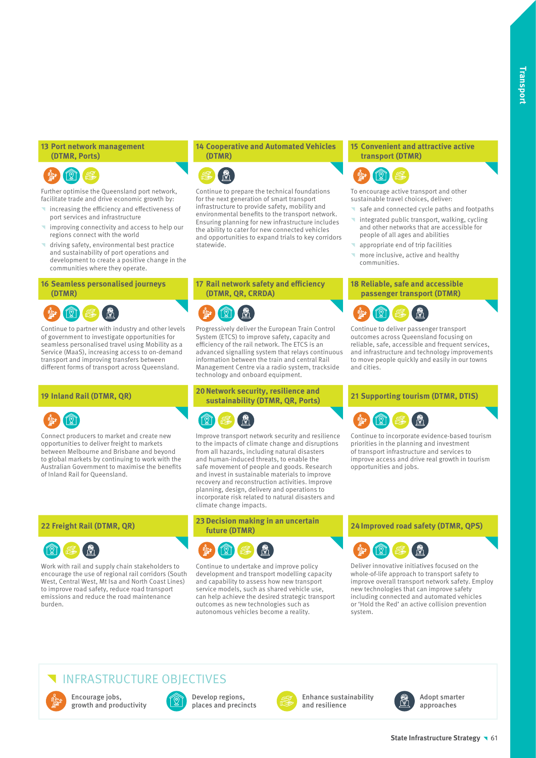### 13 Port network management (DTMR, Ports)

Further optimise the Queensland port network, facilitate trade and drive economic growth by:

- increasing the efficiency and effectiveness of port services and infrastructure
- improving connectivity and access to help our regions connect with the world
- driving safety, environmental best practice and sustainability of port operations and development to create a positive change in the communities where they operate.

### 14 Cooperative and Automated Vehicles (DTMR)

Continue to prepare the technical foundations for the next generation of smart transport infrastructure to provide safety, mobility and environmental benefits to the transport network. Ensuring planning for new infrastructure includes the ability to cater for new connected vehicles and opportunities to expand trials to key corridors statewide.

### 15 Convenient and attractive active transport (DTMR)

To encourage active transport and other sustainable travel choices, deliver:

- safe and connected cycle paths and footpaths
- integrated public transport, walking, cycling and other networks that are accessible for people of all ages and abilities
- appropriate end of trip facilities
- more inclusive, active and healthy communities.

### 16 Seamless personalised journeys (DTMR)

Continue to partner with industry and other levels of government to investigate opportunities for seamless personalised travel using Mobility as a Service (MaaS), increasing access to on-demand transport and improving transfers between different forms of transport across Queensland.

### 17 Rail network safety and efficiency (DTMR, QR, CRRDA)

Progressively deliver the European Train Control System (ETCS) to improve safety, capacity and efficiency of the rail network. The ETCS is an advanced signalling system that relays continuous information between the train and central Rail Management Centre via a radio system, trackside technology and onboard equipment.

### 18 Reliable, safe and accessible passenger transport (DTMR)

Continue to deliver passenger transport outcomes across Queensland focusing on reliable, safe, accessible and frequent services, and infrastructure and technology improvements to move people quickly and easily in our towns and cities.

### 19 Inland Rail (DTMR, QR)

Connect producers to market and create new opportunities to deliver freight to markets between Melbourne and Brisbane and beyond to global markets by continuing to work with the Australian Government to maximise the benefits of Inland Rail for Queensland.

### 20 Network security, resilience and sustainability (DTMR, QR, Ports)

Improve transport network security and resilience to the impacts of climate change and disruptions from all hazards, including natural disasters and human-induced threats, to enable the safe movement of people and goods. Research and invest in sustainable materials to improve recovery and reconstruction activities. Improve planning, design, delivery and operations to incorporate risk related to natural disasters and climate change impacts.

### 21 Supporting tourism (DTMR, DTIS)

Continue to incorporate evidence-based tourism priorities in the planning and investment of transport infrastructure and services to improve access and drive real growth in tourism opportunities and jobs.

### 22 Freight Rail (DTMR, QR)

Work with rail and supply chain stakeholders to encourage the use of regional rail corridors (South West, Central West, Mt Isa and North Coast Lines) to improve road safety, reduce road transport emissions and reduce the road maintenance burden.

### 23 Decision making in an uncertain future (DTMR)

Continue to undertake and improve policy development and transport modelling capacity and capability to assess how new transport service models, such as shared vehicle use, can help achieve the desired strategic transport outcomes as new technologies such as autonomous vehicles become a reality.

### 24 Improved road safety (DTMR, QPS)

Deliver innovative initiatives focused on the whole-of-life approach to transport safety to improve overall transport network safety. Employ new technologies that can improve safety including connected and automated vehicles or 'Hold the Red' an active collision prevention system.

## INFRASTRUCTURE OBJECTIVES

- Encourage jobs, growth and productivity
- Develop regions, places and precincts
- Enhance sustainability and resilience
- Adopt smarter approaches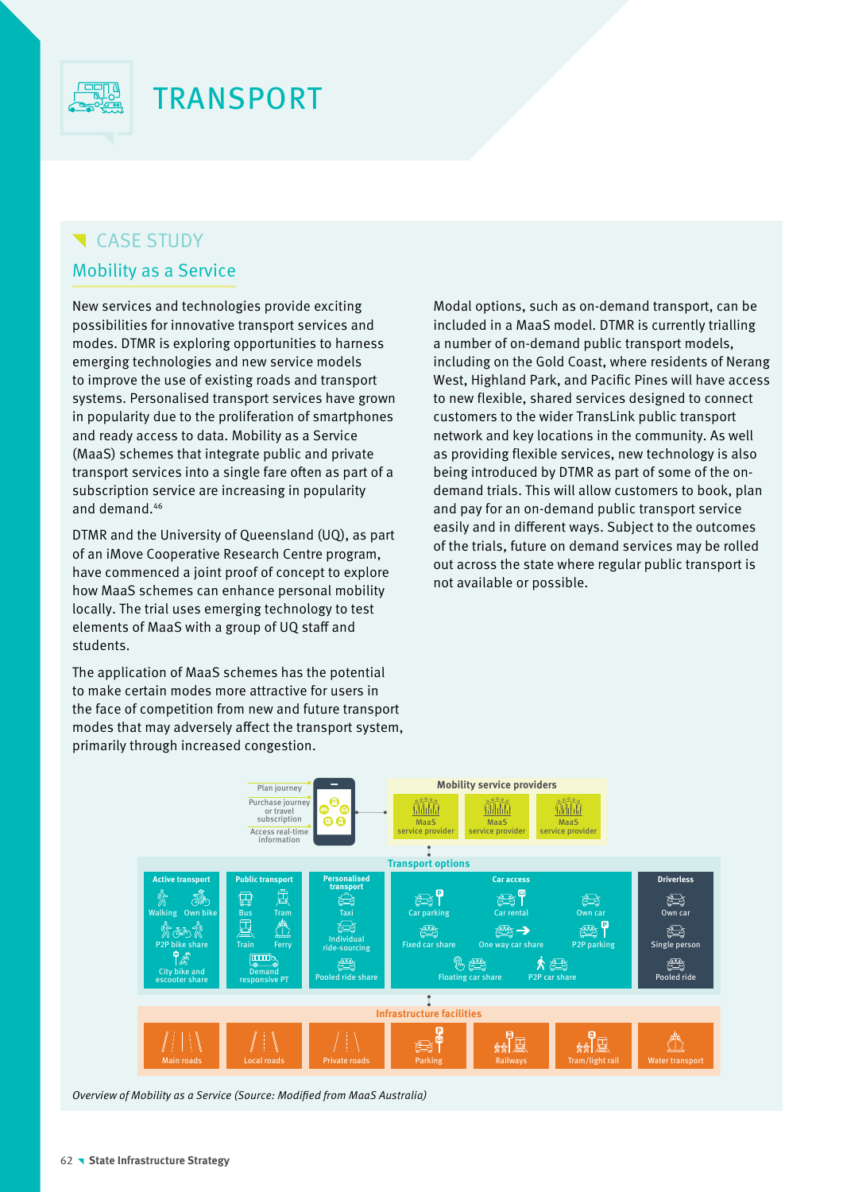# TRANSPORT

## CASE STUDY

### Mobility as a Service

New services and technologies provide exciting possibilities for innovative transport services and modes. DTMR is exploring opportunities to harness emerging technologies and new service models to improve the use of existing roads and transport systems. Personalised transport services have grown in popularity due to the proliferation of smartphones and ready access to data. Mobility as a Service (MaaS) schemes that integrate public and private transport services into a single fare often as part of a subscription service are increasing in popularity and demand.[46]

DTMR and the University of Queensland (UQ), as part of an iMove Cooperative Research Centre program, have commenced a joint proof of concept to explore how MaaS schemes can enhance personal mobility locally. The trial uses emerging technology to test elements of MaaS with a group of UQ staff and students.

The application of MaaS schemes has the potential to make certain modes more attractive for users in the face of competition from new and future transport modes that may adversely affect the transport system, primarily through increased congestion.

Modal options, such as on-demand transport, can be included in a MaaS model. DTMR is currently trialling a number of on-demand public transport models, including on the Gold Coast, where residents of Nerang West, Highland Park, and Pacific Pines will have access to new flexible, shared services designed to connect customers to the wider TransLink public transport network and key locations in the community. As well as providing flexible services, new technology is also being introduced by DTMR as part of some of the on-demand trials. This will allow customers to book, plan and pay for an on-demand public transport service easily and in different ways. Subject to the outcomes of the trials, future on demand services may be rolled out across the state where regular public transport is not available or possible.

Plan journey
Purchase journey or travel subscription
Access real-time information

Mobility service providers
MaaS service provider
MaaS service provider
MaaS service provider

Transport options

Active transport: Walking, Own bike, P2P bike share, City bike and escooter share

Public transport: Bus, Tram, Train, Ferry, Demand responsive PT

Personalised transport: Taxi, Individual ride-sourcing, Pooled ride share

Car access: Car parking, Car rental, Own car, Fixed car share, One way car share, P2P parking, Floating car share, P2P car share

Driverless: Own car, Single person, Pooled ride

Infrastructure facilities
Main roads, Local roads, Private roads, Parking, Railways, Tram/light rail, Water transport

*Overview of Mobility as a Service (Source: Modified from MaaS Australia)*